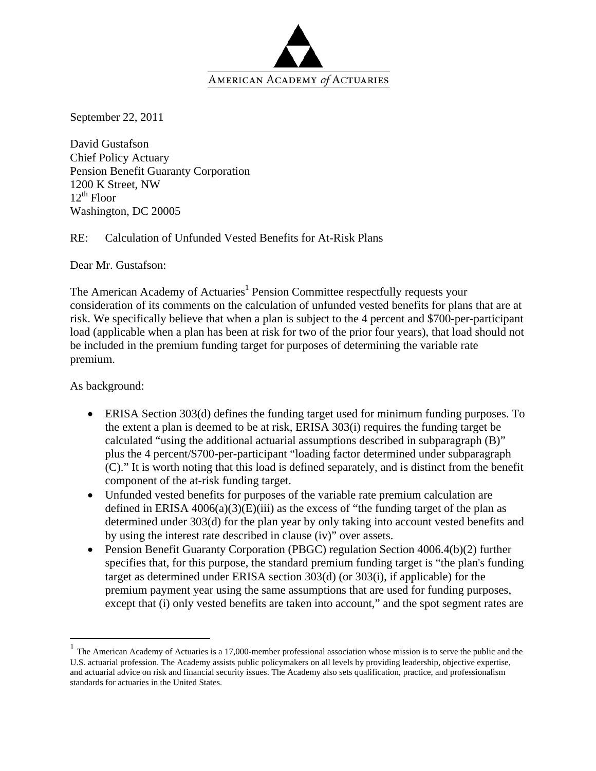AMERICAN ACADEMY *of* ACTUARIES

September 22, 2011

David Gustafson
Chief Policy Actuary
Pension Benefit Guaranty Corporation
1200 K Street, NW
12th Floor
Washington, DC 20005

RE: Calculation of Unfunded Vested Benefits for At-Risk Plans

Dear Mr. Gustafson:

The American Academy of Actuaries[1] Pension Committee respectfully requests your consideration of its comments on the calculation of unfunded vested benefits for plans that are at risk. We specifically believe that when a plan is subject to the 4 percent and $700-per-participant load (applicable when a plan has been at risk for two of the prior four years), that load should not be included in the premium funding target for purposes of determining the variable rate premium.

As background:

- ERISA Section 303(d) defines the funding target used for minimum funding purposes. To the extent a plan is deemed to be at risk, ERISA 303(i) requires the funding target be calculated "using the additional actuarial assumptions described in subparagraph (B)" plus the 4 percent/$700-per-participant "loading factor determined under subparagraph (C)." It is worth noting that this load is defined separately, and is distinct from the benefit component of the at-risk funding target.
- Unfunded vested benefits for purposes of the variable rate premium calculation are defined in ERISA 4006(a)(3)(E)(iii) as the excess of "the funding target of the plan as determined under 303(d) for the plan year by only taking into account vested benefits and by using the interest rate described in clause (iv)" over assets.
- Pension Benefit Guaranty Corporation (PBGC) regulation Section 4006.4(b)(2) further specifies that, for this purpose, the standard premium funding target is "the plan's funding target as determined under ERISA section 303(d) (or 303(i), if applicable) for the premium payment year using the same assumptions that are used for funding purposes, except that (i) only vested benefits are taken into account," and the spot segment rates are

---

[1] The American Academy of Actuaries is a 17,000-member professional association whose mission is to serve the public and the U.S. actuarial profession. The Academy assists public policymakers on all levels by providing leadership, objective expertise, and actuarial advice on risk and financial security issues. The Academy also sets qualification, practice, and professionalism standards for actuaries in the United States.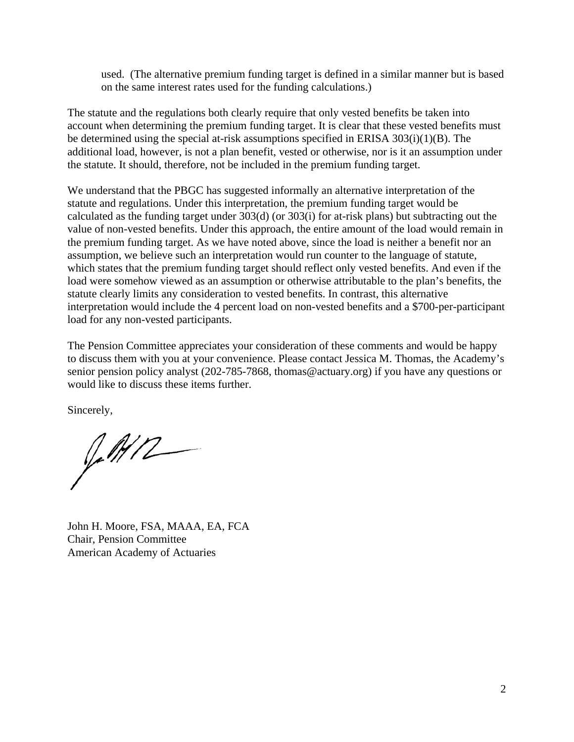used. (The alternative premium funding target is defined in a similar manner but is based on the same interest rates used for the funding calculations.)

The statute and the regulations both clearly require that only vested benefits be taken into account when determining the premium funding target. It is clear that these vested benefits must be determined using the special at-risk assumptions specified in ERISA 303(i)(1)(B). The additional load, however, is not a plan benefit, vested or otherwise, nor is it an assumption under the statute. It should, therefore, not be included in the premium funding target.

We understand that the PBGC has suggested informally an alternative interpretation of the statute and regulations. Under this interpretation, the premium funding target would be calculated as the funding target under 303(d) (or 303(i) for at-risk plans) but subtracting out the value of non-vested benefits. Under this approach, the entire amount of the load would remain in the premium funding target. As we have noted above, since the load is neither a benefit nor an assumption, we believe such an interpretation would run counter to the language of statute, which states that the premium funding target should reflect only vested benefits. And even if the load were somehow viewed as an assumption or otherwise attributable to the plan's benefits, the statute clearly limits any consideration to vested benefits. In contrast, this alternative interpretation would include the 4 percent load on non-vested benefits and a $700-per-participant load for any non-vested participants.

The Pension Committee appreciates your consideration of these comments and would be happy to discuss them with you at your convenience. Please contact Jessica M. Thomas, the Academy's senior pension policy analyst (202-785-7868, thomas@actuary.org) if you have any questions or would like to discuss these items further.

Sincerely,

John H. Moore, FSA, MAAA, EA, FCA
Chair, Pension Committee
American Academy of Actuaries